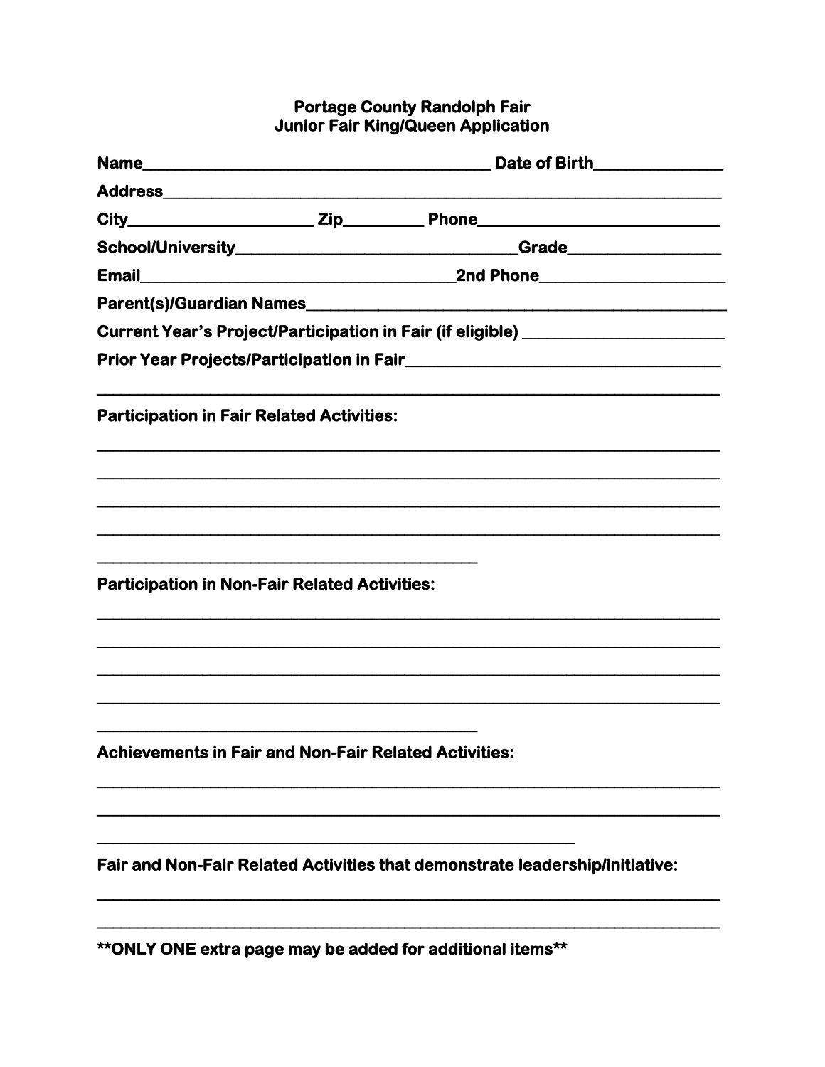# Portage County Randolph Fair
## Junior Fair King/Queen Application

**Name**__________________________________________ **Date of Birth**_______________

**Address**__________________________________________________________________

**City**______________________ **Zip**_________ **Phone**_____________________________

**School/University**_________________________________ **Grade**_________________

**Email**_____________________________________ **2nd Phone**_____________________

**Parent(s)/Guardian Names**____________________________________________________

**Current Year's Project/Participation in Fair (if eligible)** _______________________

**Prior Year Projects/Participation in Fair**____________________________________

_____________________________________________________________________________

**Participation in Fair Related Activities:**

_____________________________________________________________________________

_____________________________________________________________________________

_____________________________________________________________________________

_____________________________________________________________________________

____________________________________________

**Participation in Non-Fair Related Activities:**

_____________________________________________________________________________

_____________________________________________________________________________

_____________________________________________________________________________

_____________________________________________________________________________

____________________________________________

**Achievements in Fair and Non-Fair Related Activities:**

_____________________________________________________________________________

_____________________________________________________________________________

________________________________________________________

**Fair and Non-Fair Related Activities that demonstrate leadership/initiative:**

_____________________________________________________________________________

_____________________________________________________________________________

****ONLY ONE extra page may be added for additional items****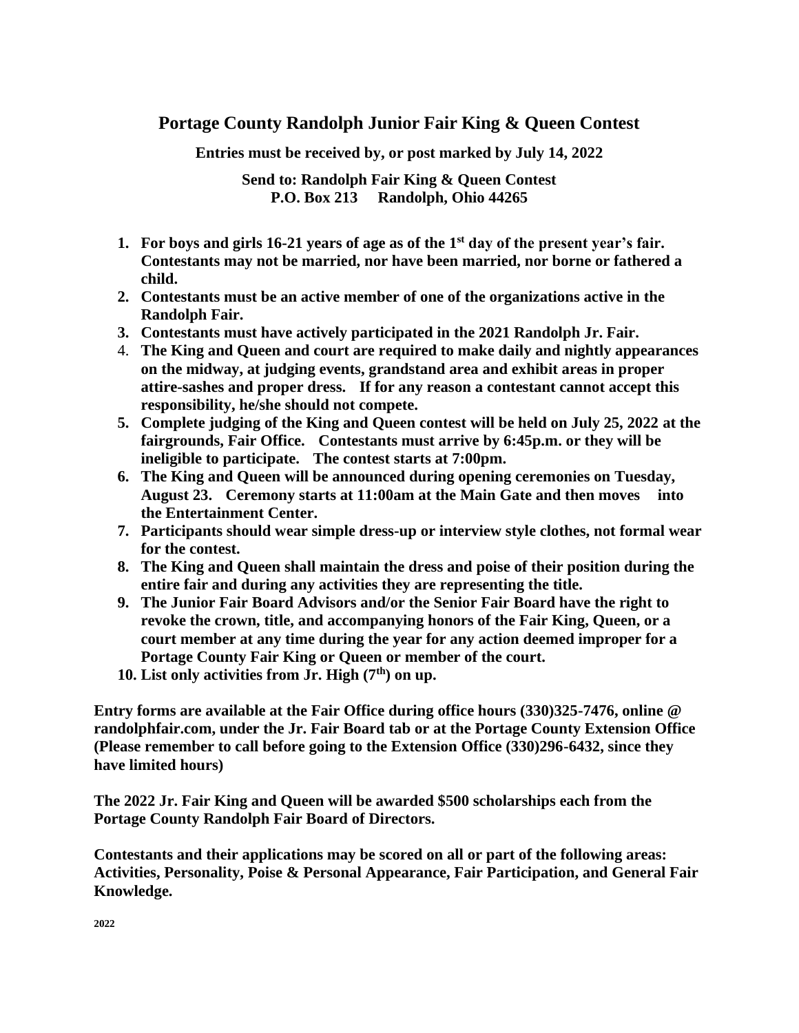## Portage County Randolph Junior Fair King & Queen Contest

**Entries must be received by, or post marked by July 14, 2022**

**Send to: Randolph Fair King & Queen Contest**
**P.O. Box 213 Randolph, Ohio 44265**

1. **For boys and girls 16-21 years of age as of the 1st day of the present year's fair. Contestants may not be married, nor have been married, nor borne or fathered a child.**
2. **Contestants must be an active member of one of the organizations active in the Randolph Fair.**
3. **Contestants must have actively participated in the 2021 Randolph Jr. Fair.**
4. **The King and Queen and court are required to make daily and nightly appearances on the midway, at judging events, grandstand area and exhibit areas in proper attire-sashes and proper dress. If for any reason a contestant cannot accept this responsibility, he/she should not compete.**
5. **Complete judging of the King and Queen contest will be held on July 25, 2022 at the fairgrounds, Fair Office. Contestants must arrive by 6:45p.m. or they will be ineligible to participate. The contest starts at 7:00pm.**
6. **The King and Queen will be announced during opening ceremonies on Tuesday, August 23. Ceremony starts at 11:00am at the Main Gate and then moves into the Entertainment Center.**
7. **Participants should wear simple dress-up or interview style clothes, not formal wear for the contest.**
8. **The King and Queen shall maintain the dress and poise of their position during the entire fair and during any activities they are representing the title.**
9. **The Junior Fair Board Advisors and/or the Senior Fair Board have the right to revoke the crown, title, and accompanying honors of the Fair King, Queen, or a court member at any time during the year for any action deemed improper for a Portage County Fair King or Queen or member of the court.**
10. **List only activities from Jr. High (7th) on up.**

**Entry forms are available at the Fair Office during office hours (330)325-7476, online @ randolphfair.com, under the Jr. Fair Board tab or at the Portage County Extension Office (Please remember to call before going to the Extension Office (330)296-6432, since they have limited hours)**

**The 2022 Jr. Fair King and Queen will be awarded $500 scholarships each from the Portage County Randolph Fair Board of Directors.**

**Contestants and their applications may be scored on all or part of the following areas: Activities, Personality, Poise & Personal Appearance, Fair Participation, and General Fair Knowledge.**

**2022**